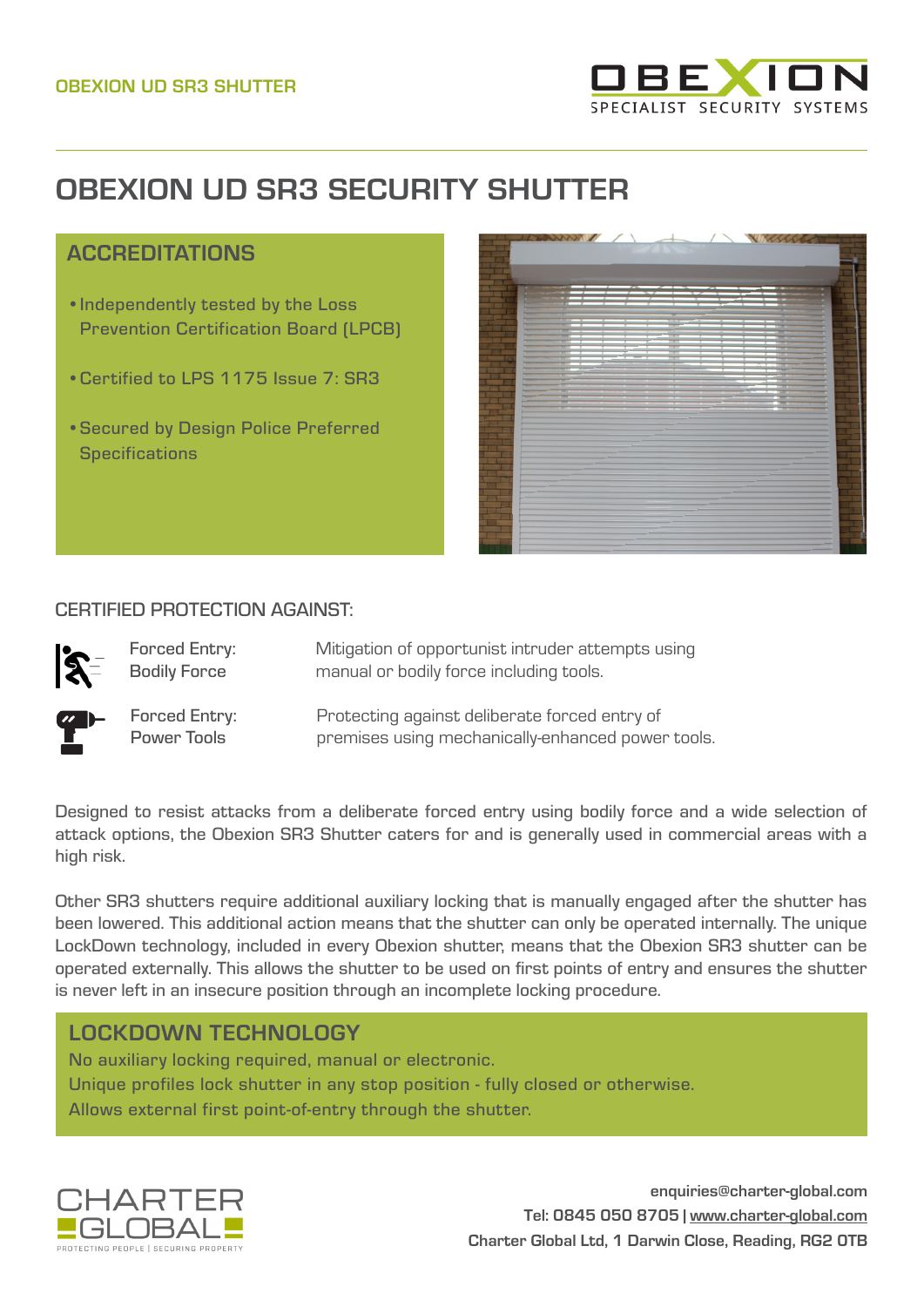# OBEXION UD SR3 SECURITY SHUTTER

## ACCREDITATIONS

- Independently tested by the Loss Prevention Certification Board (LPCB)
- Certified to LPS 1175 Issue 7: SR3
- Secured by Design Police Preferred Specifications

## CERTIFIED PROTECTION AGAINST:

| | |
|---|---|
| Forced Entry: Bodily Force | Mitigation of opportunist intruder attempts using manual or bodily force including tools. |
| Forced Entry: Power Tools | Protecting against deliberate forced entry of premises using mechanically-enhanced power tools. |

Designed to resist attacks from a deliberate forced entry using bodily force and a wide selection of attack options, the Obexion SR3 Shutter caters for and is generally used in commercial areas with a high risk.

Other SR3 shutters require additional auxiliary locking that is manually engaged after the shutter has been lowered. This additional action means that the shutter can only be operated internally. The unique LockDown technology, included in every Obexion shutter, means that the Obexion SR3 shutter can be operated externally. This allows the shutter to be used on first points of entry and ensures the shutter is never left in an insecure position through an incomplete locking procedure.

## LOCKDOWN TECHNOLOGY

No auxiliary locking required, manual or electronic.
Unique profiles lock shutter in any stop position - fully closed or otherwise.
Allows external first point-of-entry through the shutter.

enquiries@charter-global.com
Tel: 0845 050 8705 | www.charter-global.com
Charter Global Ltd, 1 Darwin Close, Reading, RG2 0TB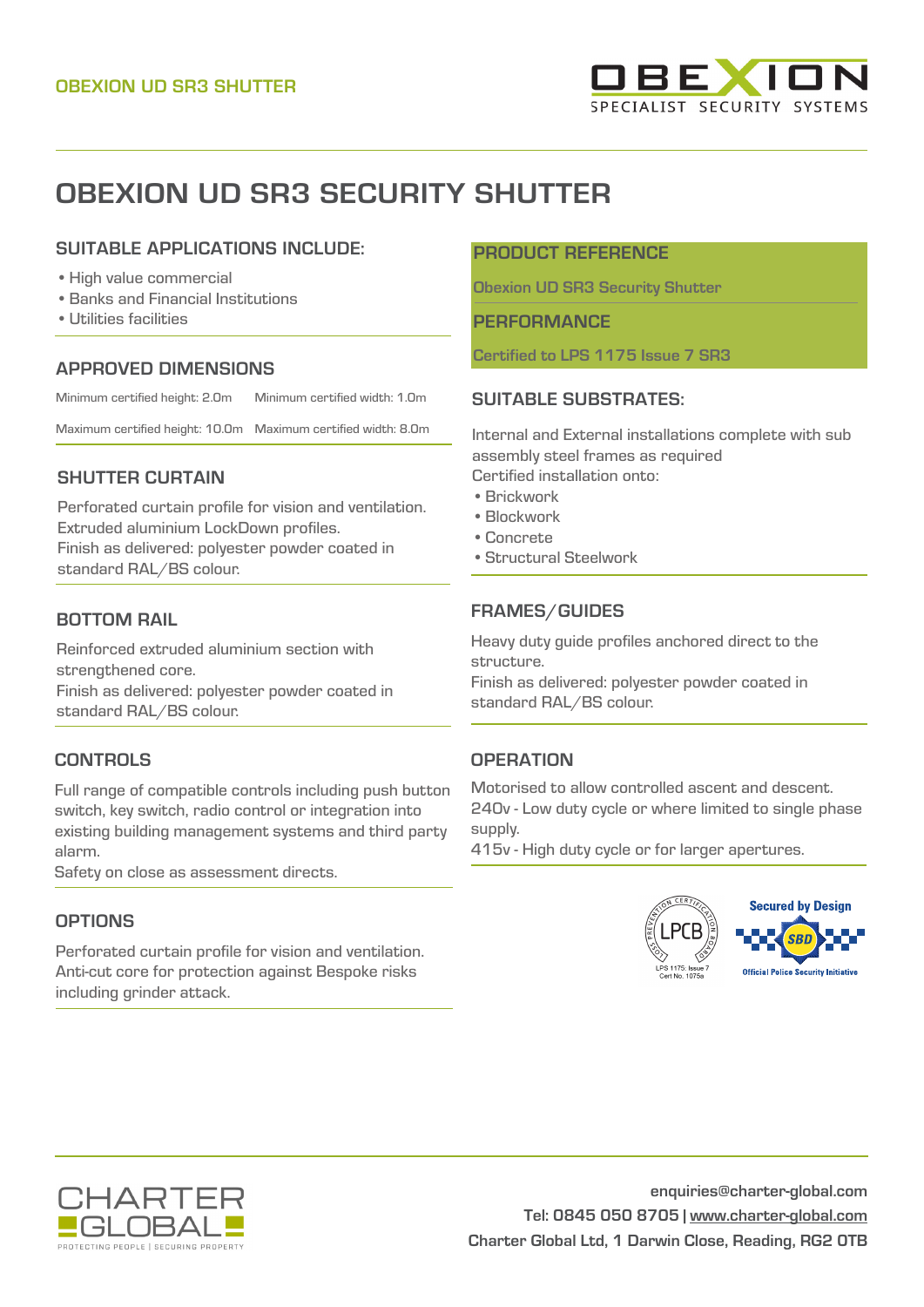OBEXION UD SR3 SHUTTER

# OBEXION UD SR3 SECURITY SHUTTER

## SUITABLE APPLICATIONS INCLUDE:

- High value commercial
- Banks and Financial Institutions
- Utilities facilities

## APPROVED DIMENSIONS

| | |
|---|---|
| Minimum certified height: 2.0m | Minimum certified width: 1.0m |
| Maximum certified height: 10.0m | Maximum certified width: 8.0m |

## SHUTTER CURTAIN

Perforated curtain profile for vision and ventilation.
Extruded aluminium LockDown profiles.
Finish as delivered: polyester powder coated in standard RAL/BS colour.

## BOTTOM RAIL

Reinforced extruded aluminium section with strengthened core.
Finish as delivered: polyester powder coated in standard RAL/BS colour.

## CONTROLS

Full range of compatible controls including push button switch, key switch, radio control or integration into existing building management systems and third party alarm.
Safety on close as assessment directs.

## OPTIONS

Perforated curtain profile for vision and ventilation.
Anti-cut core for protection against Bespoke risks including grinder attack.

## PRODUCT REFERENCE

Obexion UD SR3 Security Shutter

## PERFORMANCE

Certified to LPS 1175 Issue 7 SR3

## SUITABLE SUBSTRATES:

Internal and External installations complete with sub assembly steel frames as required
Certified installation onto:

- Brickwork
- Blockwork
- Concrete
- Structural Steelwork

## FRAMES/GUIDES

Heavy duty guide profiles anchored direct to the structure.
Finish as delivered: polyester powder coated in standard RAL/BS colour.

## OPERATION

Motorised to allow controlled ascent and descent.
240v - Low duty cycle or where limited to single phase supply.
415v - High duty cycle or for larger apertures.

LPS 1175: Issue 7
Cert No. 1075a

enquiries@charter-global.com
Tel: 0845 050 8705 | www.charter-global.com
Charter Global Ltd, 1 Darwin Close, Reading, RG2 0TB